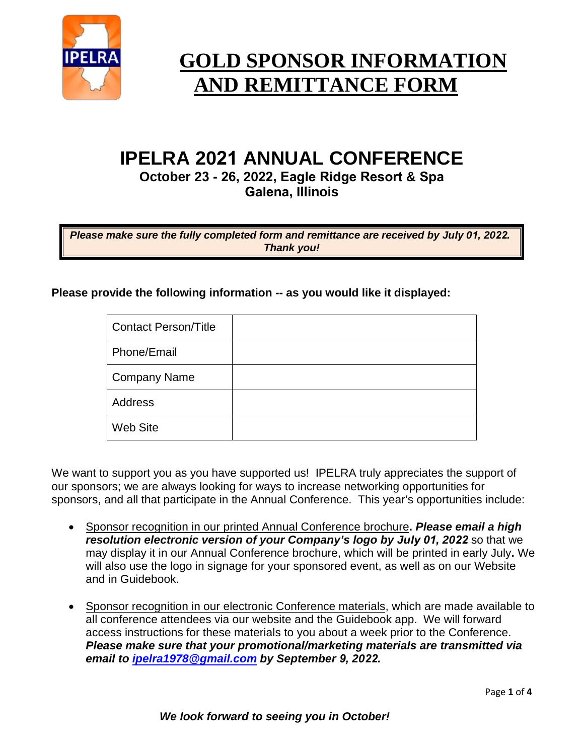# GOLD SPONSOR INFORMATION AND REMITTANCE FORM

## IPELRA 2021 ANNUAL CONFERENCE

**October 23 - 26, 2022, Eagle Ridge Resort & Spa**
**Galena, Illinois**

***Please make sure the fully completed form and remittance are received by July 01, 2022. Thank you!***

**Please provide the following information -- as you would like it displayed:**

| Contact Person/Title | |
|---|---|
| Phone/Email | |
| Company Name | |
| Address | |
| Web Site | |

We want to support you as you have supported us! IPELRA truly appreciates the support of our sponsors; we are always looking for ways to increase networking opportunities for sponsors, and all that participate in the Annual Conference. This year's opportunities include:

- Sponsor recognition in our printed Annual Conference brochure**.** ***Please email a high resolution electronic version of your Company's logo by July 01, 2022*** so that we may display it in our Annual Conference brochure, which will be printed in early July**.** We will also use the logo in signage for your sponsored event, as well as on our Website and in Guidebook.

- Sponsor recognition in our electronic Conference materials, which are made available to all conference attendees via our website and the Guidebook app. We will forward access instructions for these materials to you about a week prior to the Conference. ***Please make sure that your promotional/marketing materials are transmitted via email to ipelra1978@gmail.com by September 9, 2022.***

***We look forward to seeing you in October!***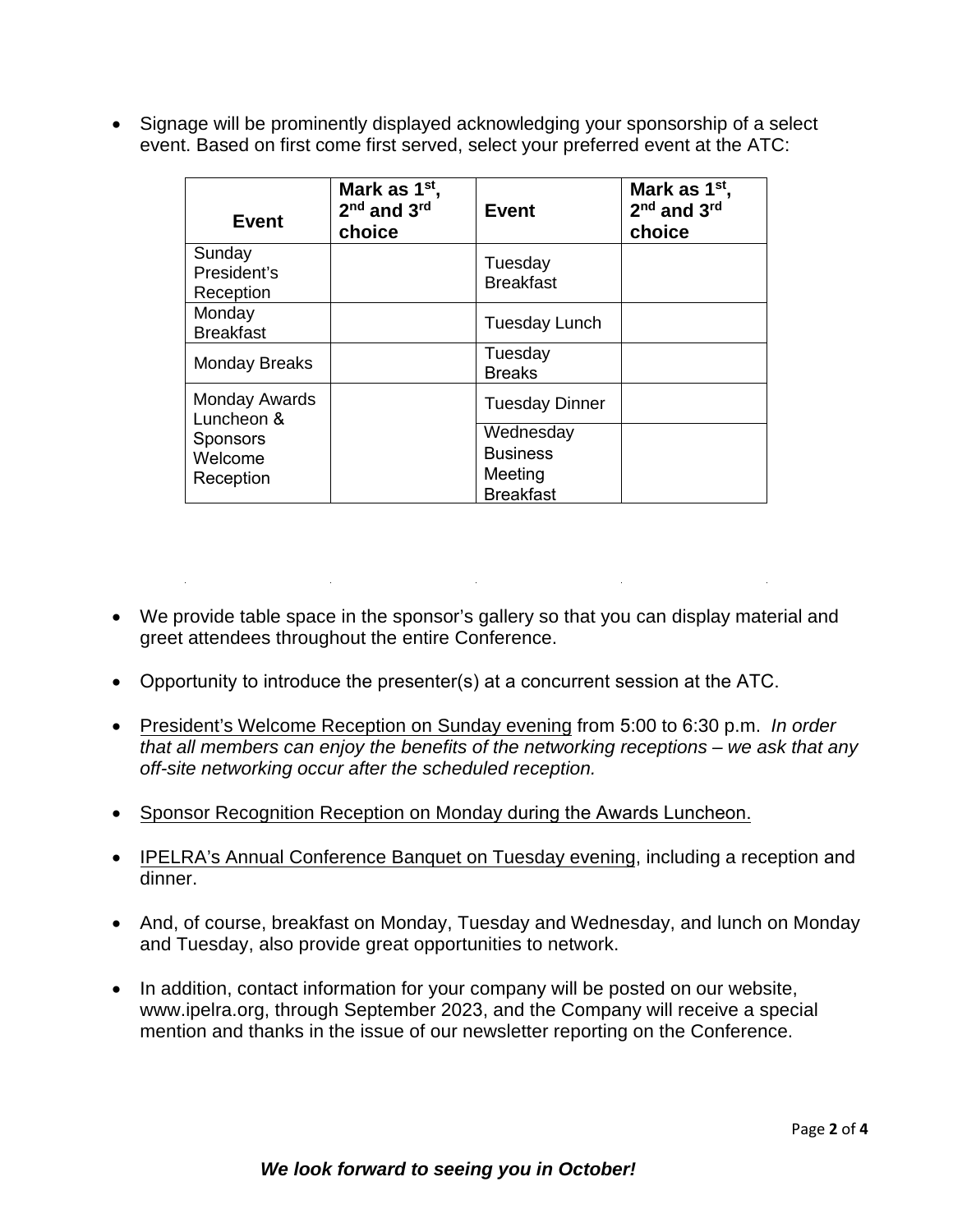- Signage will be prominently displayed acknowledging your sponsorship of a select event. Based on first come first served, select your preferred event at the ATC:

| Event | Mark as 1st, 2nd and 3rd choice | Event | Mark as 1st, 2nd and 3rd choice |
|---|---|---|---|
| Sunday President's Reception | | Tuesday Breakfast | |
| Monday Breakfast | | Tuesday Lunch | |
| Monday Breaks | | Tuesday Breaks | |
| Monday Awards Luncheon & Sponsors Welcome Reception | | Tuesday Dinner | |
| | | Wednesday Business Meeting Breakfast | |

- We provide table space in the sponsor's gallery so that you can display material and greet attendees throughout the entire Conference.

- Opportunity to introduce the presenter(s) at a concurrent session at the ATC.

- President's Welcome Reception on Sunday evening from 5:00 to 6:30 p.m. *In order that all members can enjoy the benefits of the networking receptions – we ask that any off-site networking occur after the scheduled reception.*

- Sponsor Recognition Reception on Monday during the Awards Luncheon.

- IPELRA's Annual Conference Banquet on Tuesday evening, including a reception and dinner.

- And, of course, breakfast on Monday, Tuesday and Wednesday, and lunch on Monday and Tuesday, also provide great opportunities to network.

- In addition, contact information for your company will be posted on our website, www.ipelra.org, through September 2023, and the Company will receive a special mention and thanks in the issue of our newsletter reporting on the Conference.

***We look forward to seeing you in October!***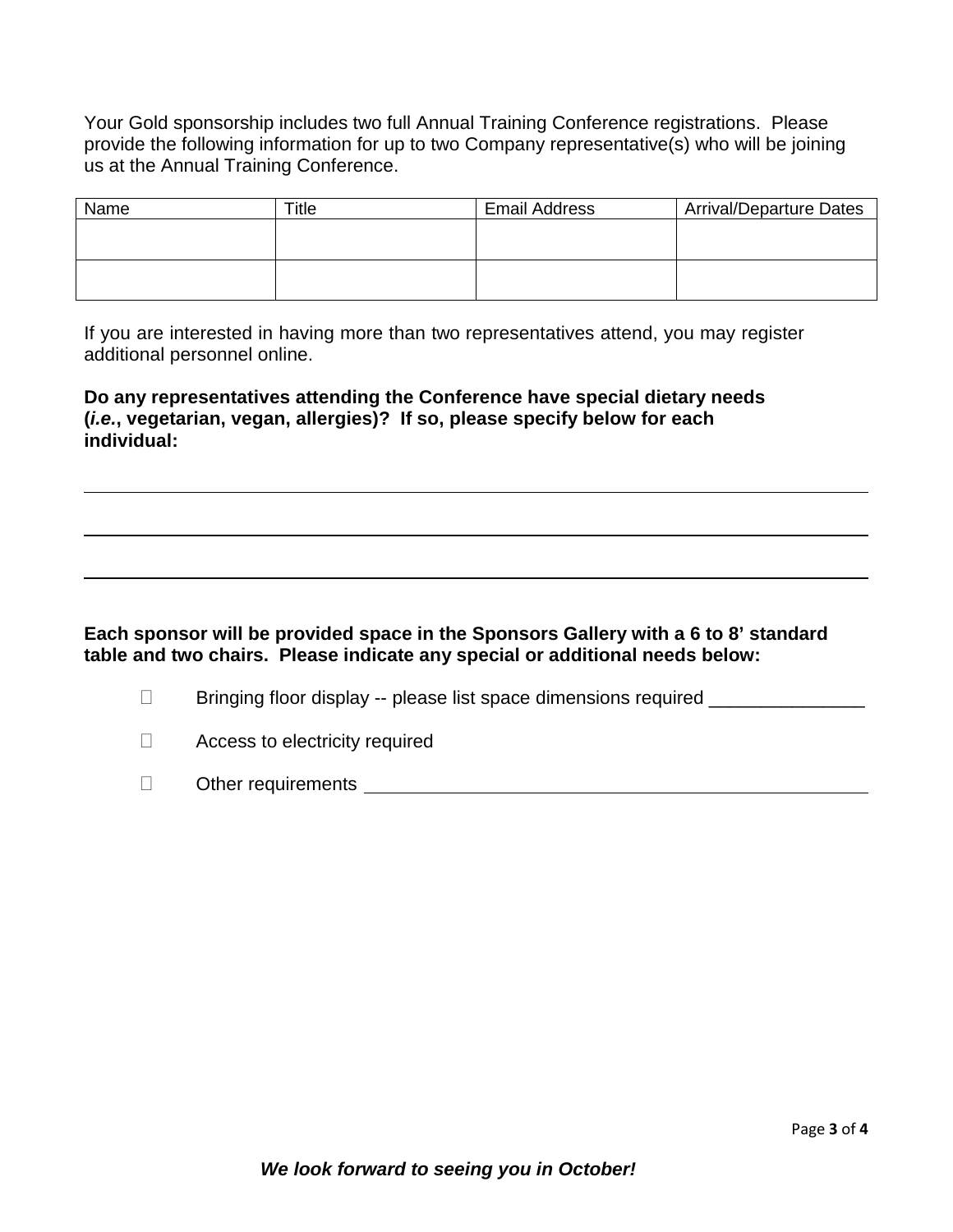Your Gold sponsorship includes two full Annual Training Conference registrations. Please provide the following information for up to two Company representative(s) who will be joining us at the Annual Training Conference.

| Name | Title | Email Address | Arrival/Departure Dates |
| --- | --- | --- | --- |
| | | | |
| | | | |

If you are interested in having more than two representatives attend, you may register additional personnel online.

**Do any representatives attending the Conference have special dietary needs (*i.e.*, vegetarian, vegan, allergies)? If so, please specify below for each individual:**

_______________________________________________________________________________

_______________________________________________________________________________

_______________________________________________________________________________

**Each sponsor will be provided space in the Sponsors Gallery with a 6 to 8' standard table and two chairs. Please indicate any special or additional needs below:**

- ☐ Bringing floor display -- please list space dimensions required _______________
- ☐ Access to electricity required
- ☐ Other requirements _______________________________________________

***We look forward to seeing you in October!***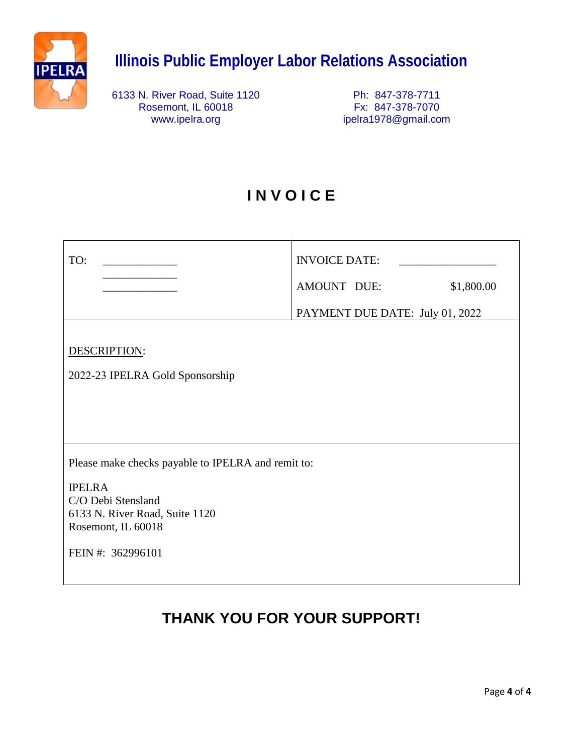# Illinois Public Employer Labor Relations Association

6133 N. River Road, Suite 1120
Rosemont, IL 60018
www.ipelra.org

Ph: 847-378-7711
Fx: 847-378-7070
ipelra1978@gmail.com

## INVOICE

| | |
|---|---|
| TO: _____________ _____________ _____________ | INVOICE DATE: _________________ AMOUNT DUE: $1,800.00 PAYMENT DUE DATE: July 01, 2022 |

DESCRIPTION:

2022-23 IPELRA Gold Sponsorship

Please make checks payable to IPELRA and remit to:

IPELRA
C/O Debi Stensland
6133 N. River Road, Suite 1120
Rosemont, IL 60018

FEIN #: 362996101

## THANK YOU FOR YOUR SUPPORT!